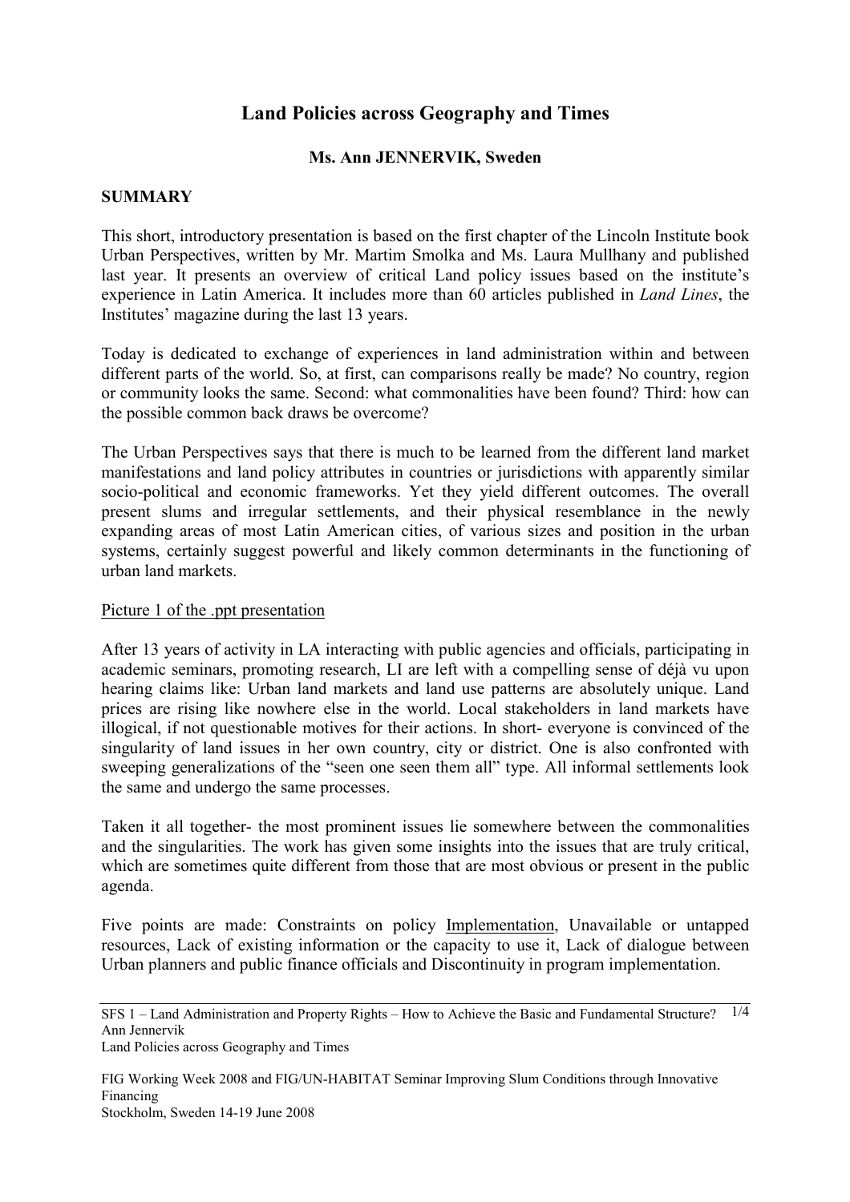# Land Policies across Geography and Times

**Ms. Ann JENNERVIK, Sweden**

## SUMMARY

This short, introductory presentation is based on the first chapter of the Lincoln Institute book Urban Perspectives, written by Mr. Martim Smolka and Ms. Laura Mullhany and published last year. It presents an overview of critical Land policy issues based on the institute's experience in Latin America. It includes more than 60 articles published in *Land Lines*, the Institutes' magazine during the last 13 years.

Today is dedicated to exchange of experiences in land administration within and between different parts of the world. So, at first, can comparisons really be made? No country, region or community looks the same. Second: what commonalities have been found? Third: how can the possible common back draws be overcome?

The Urban Perspectives says that there is much to be learned from the different land market manifestations and land policy attributes in countries or jurisdictions with apparently similar socio-political and economic frameworks. Yet they yield different outcomes. The overall present slums and irregular settlements, and their physical resemblance in the newly expanding areas of most Latin American cities, of various sizes and position in the urban systems, certainly suggest powerful and likely common determinants in the functioning of urban land markets.

<u>Picture 1 of the .ppt presentation</u>

After 13 years of activity in LA interacting with public agencies and officials, participating in academic seminars, promoting research, LI are left with a compelling sense of déjà vu upon hearing claims like: Urban land markets and land use patterns are absolutely unique. Land prices are rising like nowhere else in the world. Local stakeholders in land markets have illogical, if not questionable motives for their actions. In short- everyone is convinced of the singularity of land issues in her own country, city or district. One is also confronted with sweeping generalizations of the "seen one seen them all" type. All informal settlements look the same and undergo the same processes.

Taken it all together- the most prominent issues lie somewhere between the commonalities and the singularities. The work has given some insights into the issues that are truly critical, which are sometimes quite different from those that are most obvious or present in the public agenda.

Five points are made: Constraints on policy <u>Implementation</u>, Unavailable or untapped resources, Lack of existing information or the capacity to use it, Lack of dialogue between Urban planners and public finance officials and Discontinuity in program implementation.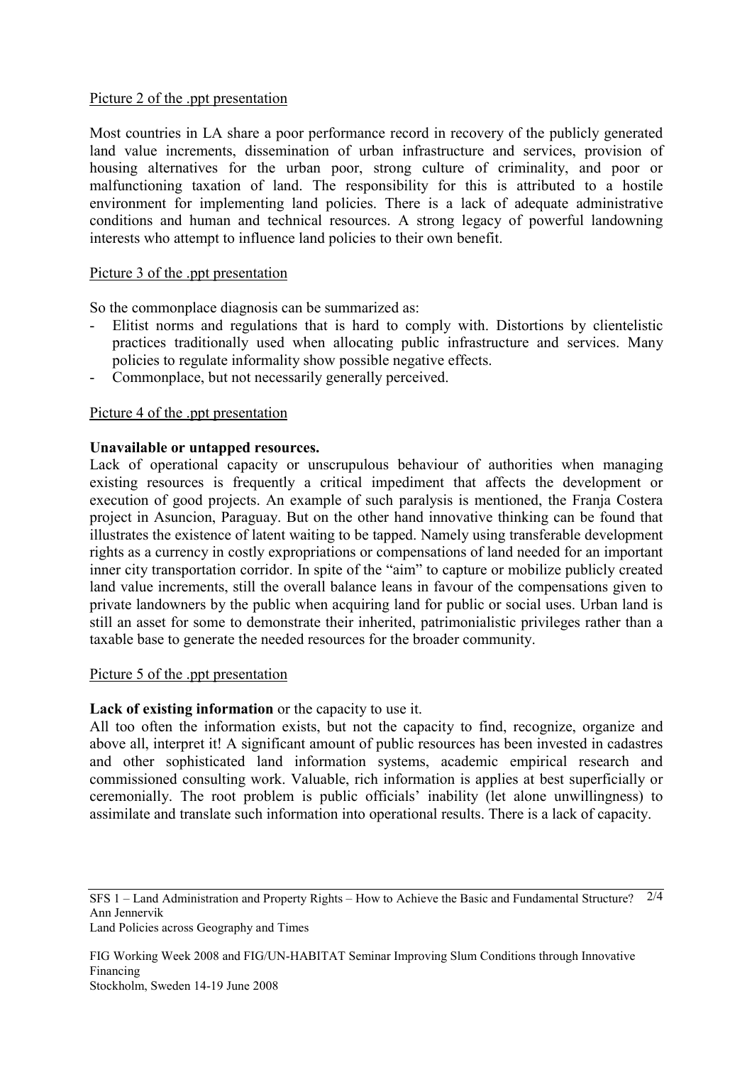Picture 2 of the .ppt presentation

Most countries in LA share a poor performance record in recovery of the publicly generated land value increments, dissemination of urban infrastructure and services, provision of housing alternatives for the urban poor, strong culture of criminality, and poor or malfunctioning taxation of land. The responsibility for this is attributed to a hostile environment for implementing land policies. There is a lack of adequate administrative conditions and human and technical resources. A strong legacy of powerful landowning interests who attempt to influence land policies to their own benefit.

Picture 3 of the .ppt presentation

So the commonplace diagnosis can be summarized as:

- Elitist norms and regulations that is hard to comply with. Distortions by clientelistic practices traditionally used when allocating public infrastructure and services. Many policies to regulate informality show possible negative effects.
- Commonplace, but not necessarily generally perceived.

Picture 4 of the .ppt presentation

**Unavailable or untapped resources.**

Lack of operational capacity or unscrupulous behaviour of authorities when managing existing resources is frequently a critical impediment that affects the development or execution of good projects. An example of such paralysis is mentioned, the Franja Costera project in Asuncion, Paraguay. But on the other hand innovative thinking can be found that illustrates the existence of latent waiting to be tapped. Namely using transferable development rights as a currency in costly expropriations or compensations of land needed for an important inner city transportation corridor. In spite of the "aim" to capture or mobilize publicly created land value increments, still the overall balance leans in favour of the compensations given to private landowners by the public when acquiring land for public or social uses. Urban land is still an asset for some to demonstrate their inherited, patrimonialistic privileges rather than a taxable base to generate the needed resources for the broader community.

Picture 5 of the .ppt presentation

**Lack of existing information** or the capacity to use it.

All too often the information exists, but not the capacity to find, recognize, organize and above all, interpret it! A significant amount of public resources has been invested in cadastres and other sophisticated land information systems, academic empirical research and commissioned consulting work. Valuable, rich information is applies at best superficially or ceremonially. The root problem is public officials' inability (let alone unwillingness) to assimilate and translate such information into operational results. There is a lack of capacity.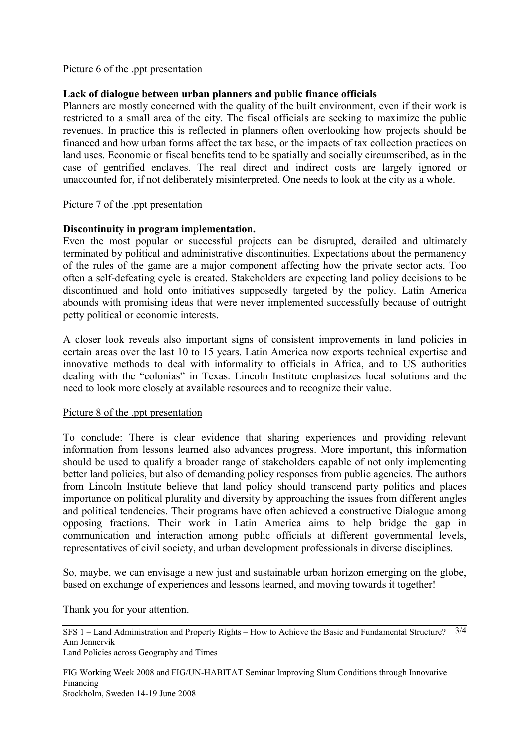Picture 6 of the .ppt presentation

**Lack of dialogue between urban planners and public finance officials**

Planners are mostly concerned with the quality of the built environment, even if their work is restricted to a small area of the city. The fiscal officials are seeking to maximize the public revenues. In practice this is reflected in planners often overlooking how projects should be financed and how urban forms affect the tax base, or the impacts of tax collection practices on land uses. Economic or fiscal benefits tend to be spatially and socially circumscribed, as in the case of gentrified enclaves. The real direct and indirect costs are largely ignored or unaccounted for, if not deliberately misinterpreted. One needs to look at the city as a whole.

Picture 7 of the .ppt presentation

**Discontinuity in program implementation.**

Even the most popular or successful projects can be disrupted, derailed and ultimately terminated by political and administrative discontinuities. Expectations about the permanency of the rules of the game are a major component affecting how the private sector acts. Too often a self-defeating cycle is created. Stakeholders are expecting land policy decisions to be discontinued and hold onto initiatives supposedly targeted by the policy. Latin America abounds with promising ideas that were never implemented successfully because of outright petty political or economic interests.

A closer look reveals also important signs of consistent improvements in land policies in certain areas over the last 10 to 15 years. Latin America now exports technical expertise and innovative methods to deal with informality to officials in Africa, and to US authorities dealing with the "colonias" in Texas. Lincoln Institute emphasizes local solutions and the need to look more closely at available resources and to recognize their value.

Picture 8 of the .ppt presentation

To conclude: There is clear evidence that sharing experiences and providing relevant information from lessons learned also advances progress. More important, this information should be used to qualify a broader range of stakeholders capable of not only implementing better land policies, but also of demanding policy responses from public agencies. The authors from Lincoln Institute believe that land policy should transcend party politics and places importance on political plurality and diversity by approaching the issues from different angles and political tendencies. Their programs have often achieved a constructive Dialogue among opposing fractions. Their work in Latin America aims to help bridge the gap in communication and interaction among public officials at different governmental levels, representatives of civil society, and urban development professionals in diverse disciplines.

So, maybe, we can envisage a new just and sustainable urban horizon emerging on the globe, based on exchange of experiences and lessons learned, and moving towards it together!

Thank you for your attention.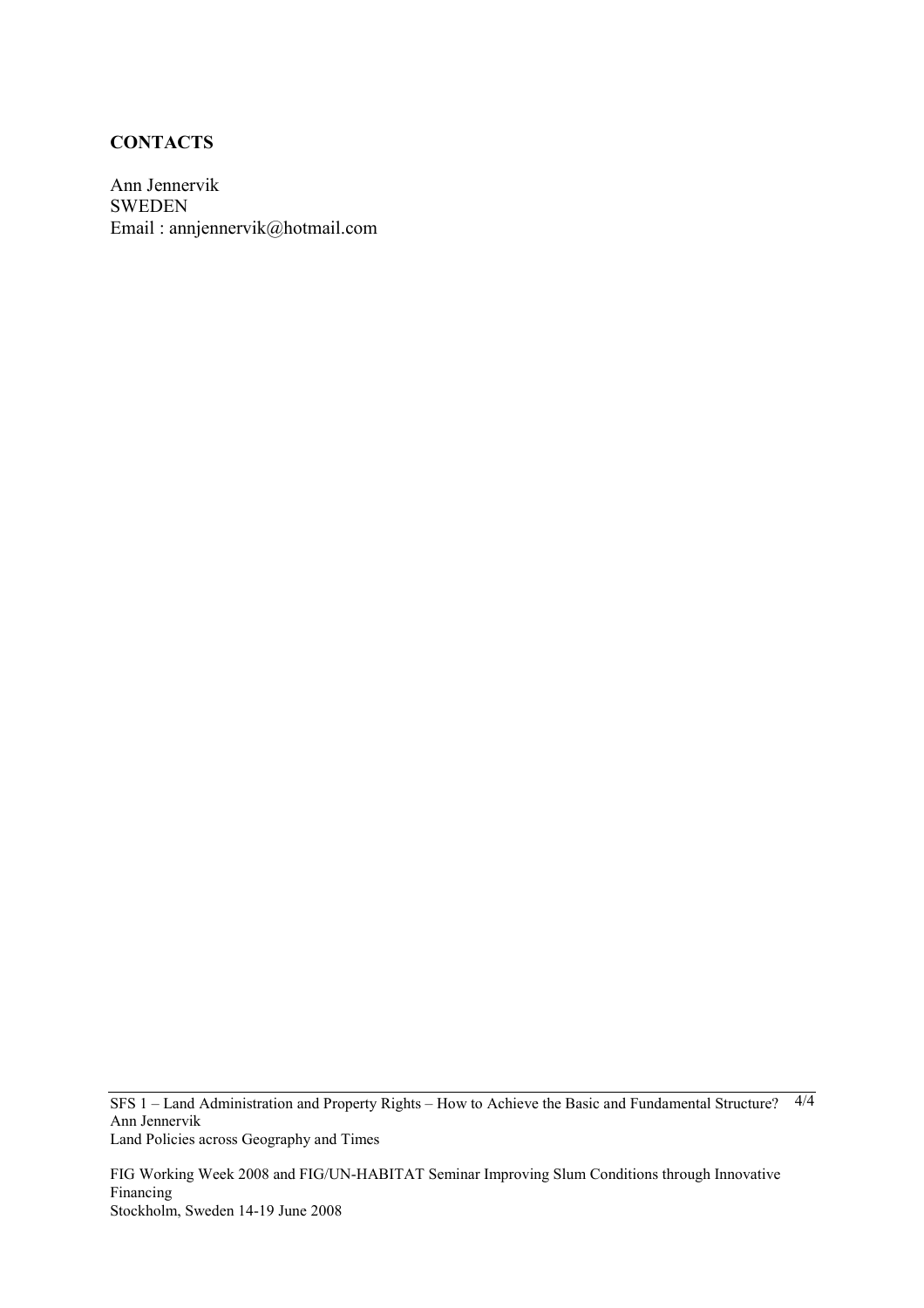## CONTACTS

Ann Jennervik
SWEDEN
Email : annjennervik@hotmail.com